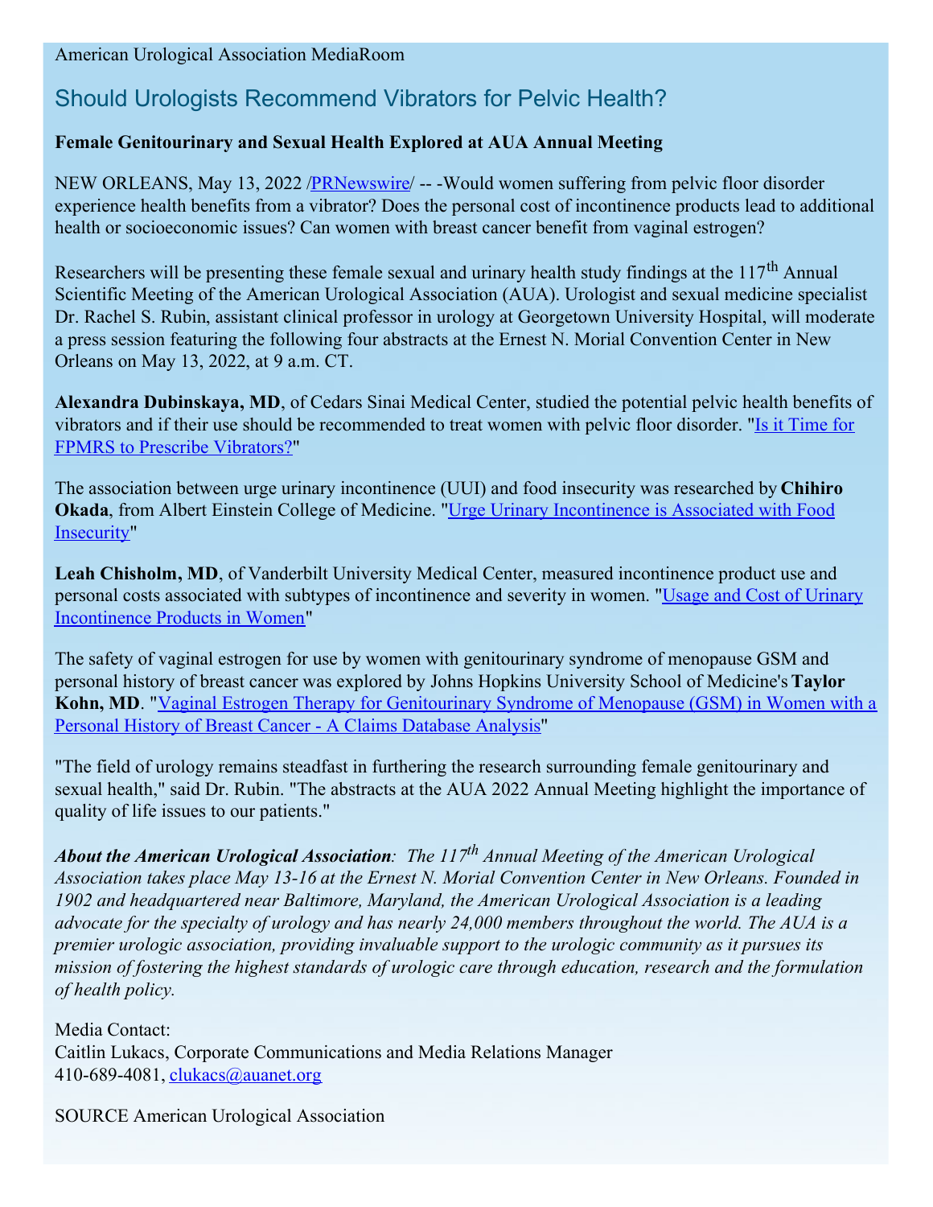American Urological Association MediaRoom

# Should Urologists Recommend Vibrators for Pelvic Health?

**Female Genitourinary and Sexual Health Explored at AUA Annual Meeting**

NEW ORLEANS, May 13, 2022 /PRNewswire/ -- -Would women suffering from pelvic floor disorder experience health benefits from a vibrator? Does the personal cost of incontinence products lead to additional health or socioeconomic issues? Can women with breast cancer benefit from vaginal estrogen?

Researchers will be presenting these female sexual and urinary health study findings at the 117th Annual Scientific Meeting of the American Urological Association (AUA). Urologist and sexual medicine specialist Dr. Rachel S. Rubin, assistant clinical professor in urology at Georgetown University Hospital, will moderate a press session featuring the following four abstracts at the Ernest N. Morial Convention Center in New Orleans on May 13, 2022, at 9 a.m. CT.

**Alexandra Dubinskaya, MD**, of Cedars Sinai Medical Center, studied the potential pelvic health benefits of vibrators and if their use should be recommended to treat women with pelvic floor disorder. "Is it Time for FPMRS to Prescribe Vibrators?"

The association between urge urinary incontinence (UUI) and food insecurity was researched by **Chihiro Okada**, from Albert Einstein College of Medicine. "Urge Urinary Incontinence is Associated with Food Insecurity"

**Leah Chisholm, MD**, of Vanderbilt University Medical Center, measured incontinence product use and personal costs associated with subtypes of incontinence and severity in women. "Usage and Cost of Urinary Incontinence Products in Women"

The safety of vaginal estrogen for use by women with genitourinary syndrome of menopause GSM and personal history of breast cancer was explored by Johns Hopkins University School of Medicine's **Taylor Kohn, MD**. "Vaginal Estrogen Therapy for Genitourinary Syndrome of Menopause (GSM) in Women with a Personal History of Breast Cancer - A Claims Database Analysis"

"The field of urology remains steadfast in furthering the research surrounding female genitourinary and sexual health," said Dr. Rubin. "The abstracts at the AUA 2022 Annual Meeting highlight the importance of quality of life issues to our patients."

***About the American Urological Association**: The 117th Annual Meeting of the American Urological Association takes place May 13-16 at the Ernest N. Morial Convention Center in New Orleans. Founded in 1902 and headquartered near Baltimore, Maryland, the American Urological Association is a leading advocate for the specialty of urology and has nearly 24,000 members throughout the world. The AUA is a premier urologic association, providing invaluable support to the urologic community as it pursues its mission of fostering the highest standards of urologic care through education, research and the formulation of health policy.*

Media Contact:
Caitlin Lukacs, Corporate Communications and Media Relations Manager
410-689-4081, clukacs@auanet.org

SOURCE American Urological Association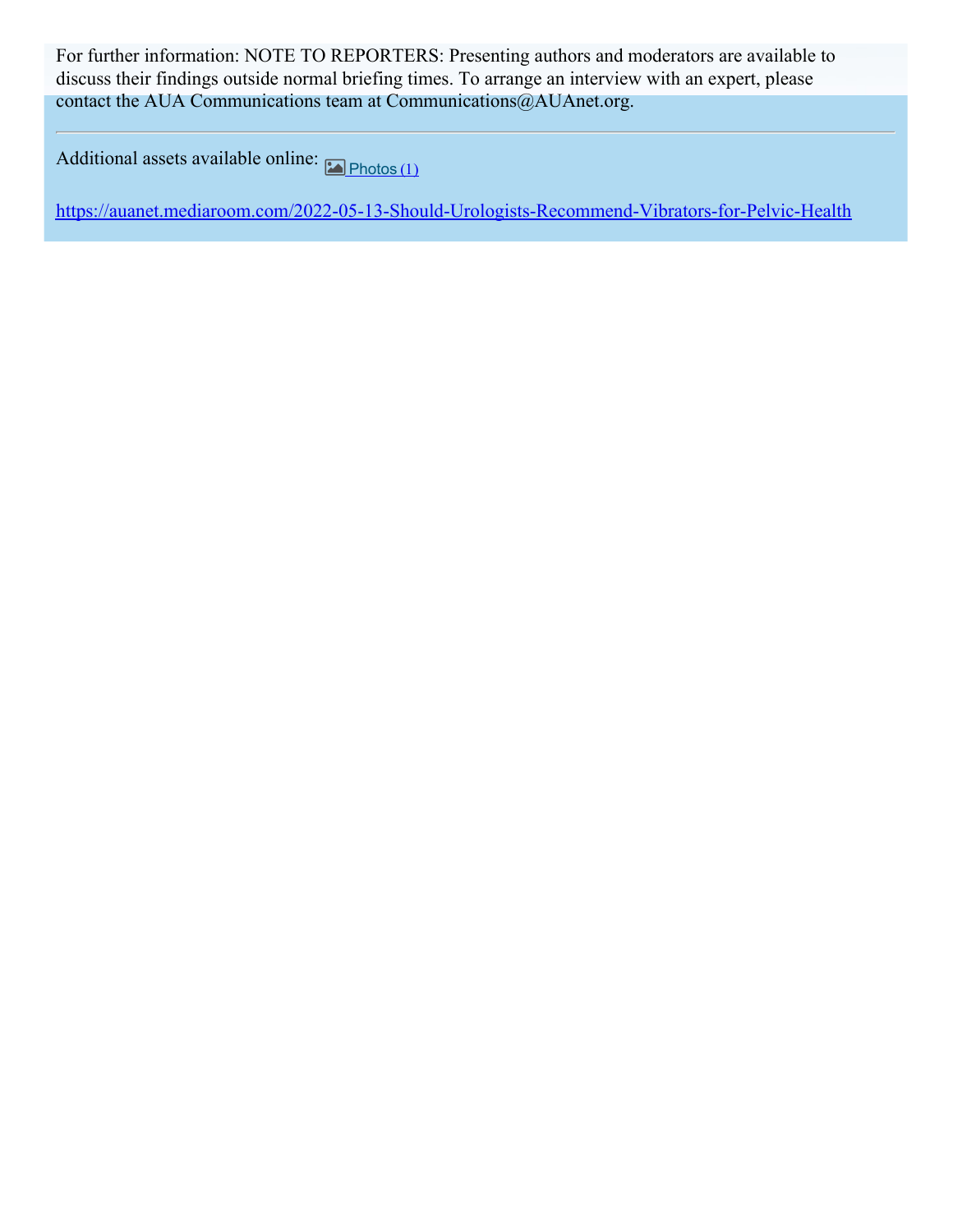For further information: NOTE TO REPORTERS: Presenting authors and moderators are available to discuss their findings outside normal briefing times. To arrange an interview with an expert, please contact the AUA Communications team at Communications@AUAnet.org.

---

Additional assets available online: Photos (1)

https://auanet.mediaroom.com/2022-05-13-Should-Urologists-Recommend-Vibrators-for-Pelvic-Health